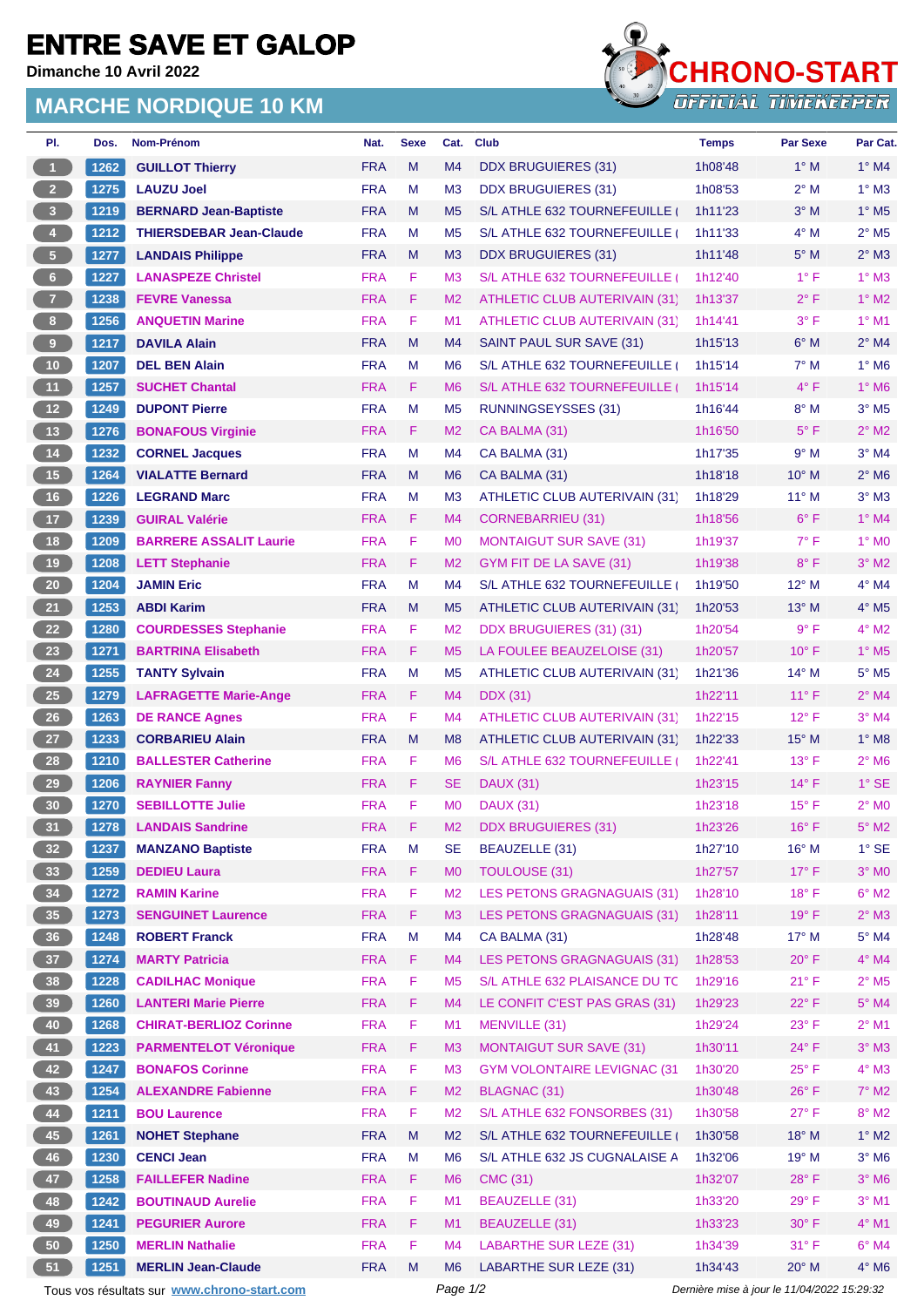# ENTRE SAVE ET GALOP

**Dimanche 10 Avril 2022**

## MARCHE NORDIQUE 10 KM

CHRONO-START
OFFICIAL TIMEKEEPER

| Pl. | Dos. | Nom-Prénom | Nat. | Sexe | Cat. | Club | Temps | Par Sexe | Par Cat. |
|---|---|---|---|---|---|---|---|---|---|
| 1 | 1262 | GUILLOT Thierry | FRA | M | M4 | DDX BRUGUIERES (31) | 1h08'48 | 1° M | 1° M4 |
| 2 | 1275 | LAUZU Joel | FRA | M | M3 | DDX BRUGUIERES (31) | 1h08'53 | 2° M | 1° M3 |
| 3 | 1219 | BERNARD Jean-Baptiste | FRA | M | M5 | S/L ATHLE 632 TOURNEFEUILLE ( | 1h11'23 | 3° M | 1° M5 |
| 4 | 1212 | THIERSDEBAR Jean-Claude | FRA | M | M5 | S/L ATHLE 632 TOURNEFEUILLE ( | 1h11'33 | 4° M | 2° M5 |
| 5 | 1277 | LANDAIS Philippe | FRA | M | M3 | DDX BRUGUIERES (31) | 1h11'48 | 5° M | 2° M3 |
| 6 | 1227 | LANASPEZE Christel | FRA | F | M3 | S/L ATHLE 632 TOURNEFEUILLE ( | 1h12'40 | 1° F | 1° M3 |
| 7 | 1238 | FEVRE Vanessa | FRA | F | M2 | ATHLETIC CLUB AUTERIVAIN (31) | 1h13'37 | 2° F | 1° M2 |
| 8 | 1256 | ANQUETIN Marine | FRA | F | M1 | ATHLETIC CLUB AUTERIVAIN (31) | 1h14'41 | 3° F | 1° M1 |
| 9 | 1217 | DAVILA Alain | FRA | M | M4 | SAINT PAUL SUR SAVE (31) | 1h15'13 | 6° M | 2° M4 |
| 10 | 1207 | DEL BEN Alain | FRA | M | M6 | S/L ATHLE 632 TOURNEFEUILLE ( | 1h15'14 | 7° M | 1° M6 |
| 11 | 1257 | SUCHET Chantal | FRA | F | M6 | S/L ATHLE 632 TOURNEFEUILLE ( | 1h15'14 | 4° F | 1° M6 |
| 12 | 1249 | DUPONT Pierre | FRA | M | M5 | RUNNINGSEYSSES (31) | 1h16'44 | 8° M | 3° M5 |
| 13 | 1276 | BONAFOUS Virginie | FRA | F | M2 | CA BALMA (31) | 1h16'50 | 5° F | 2° M2 |
| 14 | 1232 | CORNEL Jacques | FRA | M | M4 | CA BALMA (31) | 1h17'35 | 9° M | 3° M4 |
| 15 | 1264 | VIALATTE Bernard | FRA | M | M6 | CA BALMA (31) | 1h18'18 | 10° M | 2° M6 |
| 16 | 1226 | LEGRAND Marc | FRA | M | M3 | ATHLETIC CLUB AUTERIVAIN (31) | 1h18'29 | 11° M | 3° M3 |
| 17 | 1239 | GUIRAL Valérie | FRA | F | M4 | CORNEBARRIEU (31) | 1h18'56 | 6° F | 1° M4 |
| 18 | 1209 | BARRERE ASSALIT Laurie | FRA | F | M0 | MONTAIGUT SUR SAVE (31) | 1h19'37 | 7° F | 1° M0 |
| 19 | 1208 | LETT Stephanie | FRA | F | M2 | GYM FIT DE LA SAVE (31) | 1h19'38 | 8° F | 3° M2 |
| 20 | 1204 | JAMIN Eric | FRA | M | M4 | S/L ATHLE 632 TOURNEFEUILLE ( | 1h19'50 | 12° M | 4° M4 |
| 21 | 1253 | ABDI Karim | FRA | M | M5 | ATHLETIC CLUB AUTERIVAIN (31) | 1h20'53 | 13° M | 4° M5 |
| 22 | 1280 | COURDESSES Stephanie | FRA | F | M2 | DDX BRUGUIERES (31) (31) | 1h20'54 | 9° F | 4° M2 |
| 23 | 1271 | BARTRINA Elisabeth | FRA | F | M5 | LA FOULEE BEAUZELOISE (31) | 1h20'57 | 10° F | 1° M5 |
| 24 | 1255 | TANTY Sylvain | FRA | M | M5 | ATHLETIC CLUB AUTERIVAIN (31) | 1h21'36 | 14° M | 5° M5 |
| 25 | 1279 | LAFRAGETTE Marie-Ange | FRA | F | M4 | DDX (31) | 1h22'11 | 11° F | 2° M4 |
| 26 | 1263 | DE RANCE Agnes | FRA | F | M4 | ATHLETIC CLUB AUTERIVAIN (31) | 1h22'15 | 12° F | 3° M4 |
| 27 | 1233 | CORBARIEU Alain | FRA | M | M8 | ATHLETIC CLUB AUTERIVAIN (31) | 1h22'33 | 15° M | 1° M8 |
| 28 | 1210 | BALLESTER Catherine | FRA | F | M6 | S/L ATHLE 632 TOURNEFEUILLE ( | 1h22'41 | 13° F | 2° M6 |
| 29 | 1206 | RAYNIER Fanny | FRA | F | SE | DAUX (31) | 1h23'15 | 14° F | 1° SE |
| 30 | 1270 | SEBILLOTTE Julie | FRA | F | M0 | DAUX (31) | 1h23'18 | 15° F | 2° M0 |
| 31 | 1278 | LANDAIS Sandrine | FRA | F | M2 | DDX BRUGUIERES (31) | 1h23'26 | 16° F | 5° M2 |
| 32 | 1237 | MANZANO Baptiste | FRA | M | SE | BEAUZELLE (31) | 1h27'10 | 16° M | 1° SE |
| 33 | 1259 | DEDIEU Laura | FRA | F | M0 | TOULOUSE (31) | 1h27'57 | 17° F | 3° M0 |
| 34 | 1272 | RAMIN Karine | FRA | F | M2 | LES PETONS GRAGNAGUAIS (31) | 1h28'10 | 18° F | 6° M2 |
| 35 | 1273 | SENGUINET Laurence | FRA | F | M3 | LES PETONS GRAGNAGUAIS (31) | 1h28'11 | 19° F | 2° M3 |
| 36 | 1248 | ROBERT Franck | FRA | M | M4 | CA BALMA (31) | 1h28'48 | 17° M | 5° M4 |
| 37 | 1274 | MARTY Patricia | FRA | F | M4 | LES PETONS GRAGNAGUAIS (31) | 1h28'53 | 20° F | 4° M4 |
| 38 | 1228 | CADILHAC Monique | FRA | F | M5 | S/L ATHLE 632 PLAISANCE DU TC | 1h29'16 | 21° F | 2° M5 |
| 39 | 1260 | LANTERI Marie Pierre | FRA | F | M4 | LE CONFIT C'EST PAS GRAS (31) | 1h29'23 | 22° F | 5° M4 |
| 40 | 1268 | CHIRAT-BERLIOZ Corinne | FRA | F | M1 | MENVILLE (31) | 1h29'24 | 23° F | 2° M1 |
| 41 | 1223 | PARMENTELOT Véronique | FRA | F | M3 | MONTAIGUT SUR SAVE (31) | 1h30'11 | 24° F | 3° M3 |
| 42 | 1247 | BONAFOS Corinne | FRA | F | M3 | GYM VOLONTAIRE LEVIGNAC (31 | 1h30'20 | 25° F | 4° M3 |
| 43 | 1254 | ALEXANDRE Fabienne | FRA | F | M2 | BLAGNAC (31) | 1h30'48 | 26° F | 7° M2 |
| 44 | 1211 | BOU Laurence | FRA | F | M2 | S/L ATHLE 632 FONSORBES (31) | 1h30'58 | 27° F | 8° M2 |
| 45 | 1261 | NOHET Stephane | FRA | M | M2 | S/L ATHLE 632 TOURNEFEUILLE ( | 1h30'58 | 18° M | 1° M2 |
| 46 | 1230 | CENCI Jean | FRA | M | M6 | S/L ATHLE 632 JS CUGNALAISE A | 1h32'06 | 19° M | 3° M6 |
| 47 | 1258 | FAILLEFER Nadine | FRA | F | M6 | CMC (31) | 1h32'07 | 28° F | 3° M6 |
| 48 | 1242 | BOUTINAUD Aurelie | FRA | F | M1 | BEAUZELLE (31) | 1h33'20 | 29° F | 3° M1 |
| 49 | 1241 | PEGURIER Aurore | FRA | F | M1 | BEAUZELLE (31) | 1h33'23 | 30° F | 4° M1 |
| 50 | 1250 | MERLIN Nathalie | FRA | F | M4 | LABARTHE SUR LEZE (31) | 1h34'39 | 31° F | 6° M4 |
| 51 | 1251 | MERLIN Jean-Claude | FRA | M | M6 | LABARTHE SUR LEZE (31) | 1h34'43 | 20° M | 4° M6 |

Tous vos résultats sur www.chrono-start.com — Dernière mise à jour le 11/04/2022 15:29:32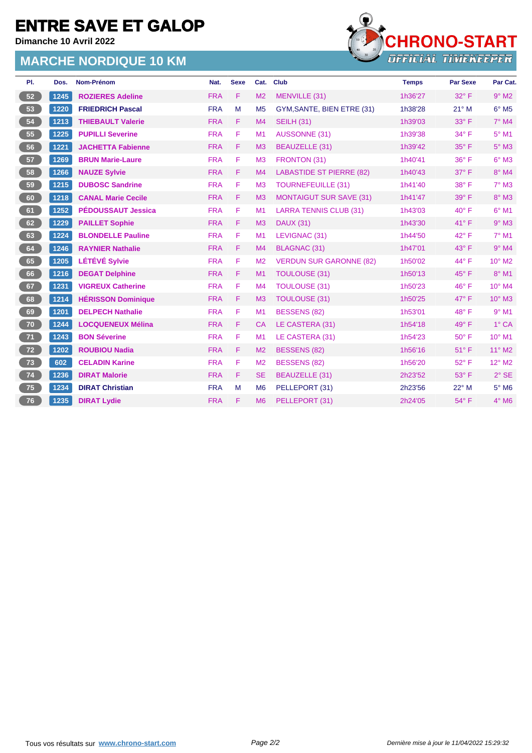# ENTRE SAVE ET GALOP

**Dimanche 10 Avril 2022**

## MARCHE NORDIQUE 10 KM

CHRONO-START
OFFICIAL TIMEKEEPER

| Pl. | Dos. | Nom-Prénom | Nat. | Sexe | Cat. | Club | Temps | Par Sexe | Par Cat. |
|---|---|---|---|---|---|---|---|---|---|
| 52 | 1245 | **ROZIERES Adeline** | FRA | F | M2 | MENVILLE (31) | 1h36'27 | 32° F | 9° M2 |
| 53 | 1220 | **FRIEDRICH Pascal** | FRA | M | M5 | GYM,SANTE, BIEN ETRE (31) | 1h38'28 | 21° M | 6° M5 |
| 54 | 1213 | **THIEBAULT Valerie** | FRA | F | M4 | SEILH (31) | 1h39'03 | 33° F | 7° M4 |
| 55 | 1225 | **PUPILLI Severine** | FRA | F | M1 | AUSSONNE (31) | 1h39'38 | 34° F | 5° M1 |
| 56 | 1221 | **JACHETTA Fabienne** | FRA | F | M3 | BEAUZELLE (31) | 1h39'42 | 35° F | 5° M3 |
| 57 | 1269 | **BRUN Marie-Laure** | FRA | F | M3 | FRONTON (31) | 1h40'41 | 36° F | 6° M3 |
| 58 | 1266 | **NAUZE Sylvie** | FRA | F | M4 | LABASTIDE ST PIERRE (82) | 1h40'43 | 37° F | 8° M4 |
| 59 | 1215 | **DUBOSC Sandrine** | FRA | F | M3 | TOURNEFEUILLE (31) | 1h41'40 | 38° F | 7° M3 |
| 60 | 1218 | **CANAL Marie Cecile** | FRA | F | M3 | MONTAIGUT SUR SAVE (31) | 1h41'47 | 39° F | 8° M3 |
| 61 | 1252 | **PÉDOUSSAUT Jessica** | FRA | F | M1 | LARRA TENNIS CLUB (31) | 1h43'03 | 40° F | 6° M1 |
| 62 | 1229 | **PAILLET Sophie** | FRA | F | M3 | DAUX (31) | 1h43'30 | 41° F | 9° M3 |
| 63 | 1224 | **BLONDELLE Pauline** | FRA | F | M1 | LEVIGNAC (31) | 1h44'50 | 42° F | 7° M1 |
| 64 | 1246 | **RAYNIER Nathalie** | FRA | F | M4 | BLAGNAC (31) | 1h47'01 | 43° F | 9° M4 |
| 65 | 1205 | **LÉTÉVÉ Sylvie** | FRA | F | M2 | VERDUN SUR GARONNE (82) | 1h50'02 | 44° F | 10° M2 |
| 66 | 1216 | **DEGAT Delphine** | FRA | F | M1 | TOULOUSE (31) | 1h50'13 | 45° F | 8° M1 |
| 67 | 1231 | **VIGREUX Catherine** | FRA | F | M4 | TOULOUSE (31) | 1h50'23 | 46° F | 10° M4 |
| 68 | 1214 | **HÉRISSON Dominique** | FRA | F | M3 | TOULOUSE (31) | 1h50'25 | 47° F | 10° M3 |
| 69 | 1201 | **DELPECH Nathalie** | FRA | F | M1 | BESSENS (82) | 1h53'01 | 48° F | 9° M1 |
| 70 | 1244 | **LOCQUENEUX Mélina** | FRA | F | CA | LE CASTERA (31) | 1h54'18 | 49° F | 1° CA |
| 71 | 1243 | **BON Séverine** | FRA | F | M1 | LE CASTERA (31) | 1h54'23 | 50° F | 10° M1 |
| 72 | 1202 | **ROUBIOU Nadia** | FRA | F | M2 | BESSENS (82) | 1h56'16 | 51° F | 11° M2 |
| 73 | 602 | **CELADIN Karine** | FRA | F | M2 | BESSENS (82) | 1h56'20 | 52° F | 12° M2 |
| 74 | 1236 | **DIRAT Malorie** | FRA | F | SE | BEAUZELLE (31) | 2h23'52 | 53° F | 2° SE |
| 75 | 1234 | **DIRAT Christian** | FRA | M | M6 | PELLEPORT (31) | 2h23'56 | 22° M | 5° M6 |
| 76 | 1235 | **DIRAT Lydie** | FRA | F | M6 | PELLEPORT (31) | 2h24'05 | 54° F | 4° M6 |

Tous vos résultats sur www.chrono-start.com

*Dernière mise à jour le 11/04/2022 15:29:32*